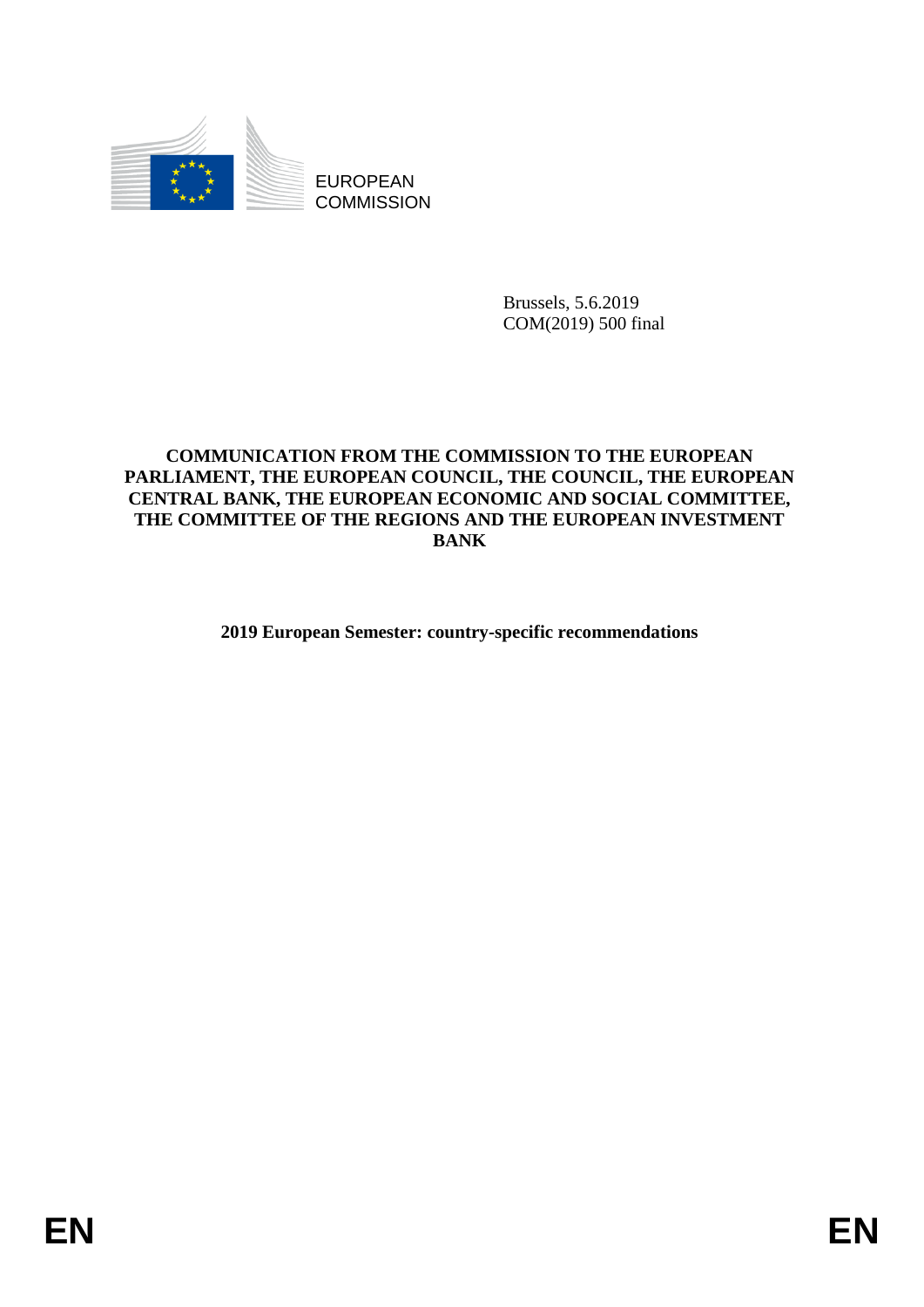EUROPEAN COMMISSION

Brussels, 5.6.2019
COM(2019) 500 final

**COMMUNICATION FROM THE COMMISSION TO THE EUROPEAN PARLIAMENT, THE EUROPEAN COUNCIL, THE COUNCIL, THE EUROPEAN CENTRAL BANK, THE EUROPEAN ECONOMIC AND SOCIAL COMMITTEE, THE COMMITTEE OF THE REGIONS AND THE EUROPEAN INVESTMENT BANK**

**2019 European Semester: country-specific recommendations**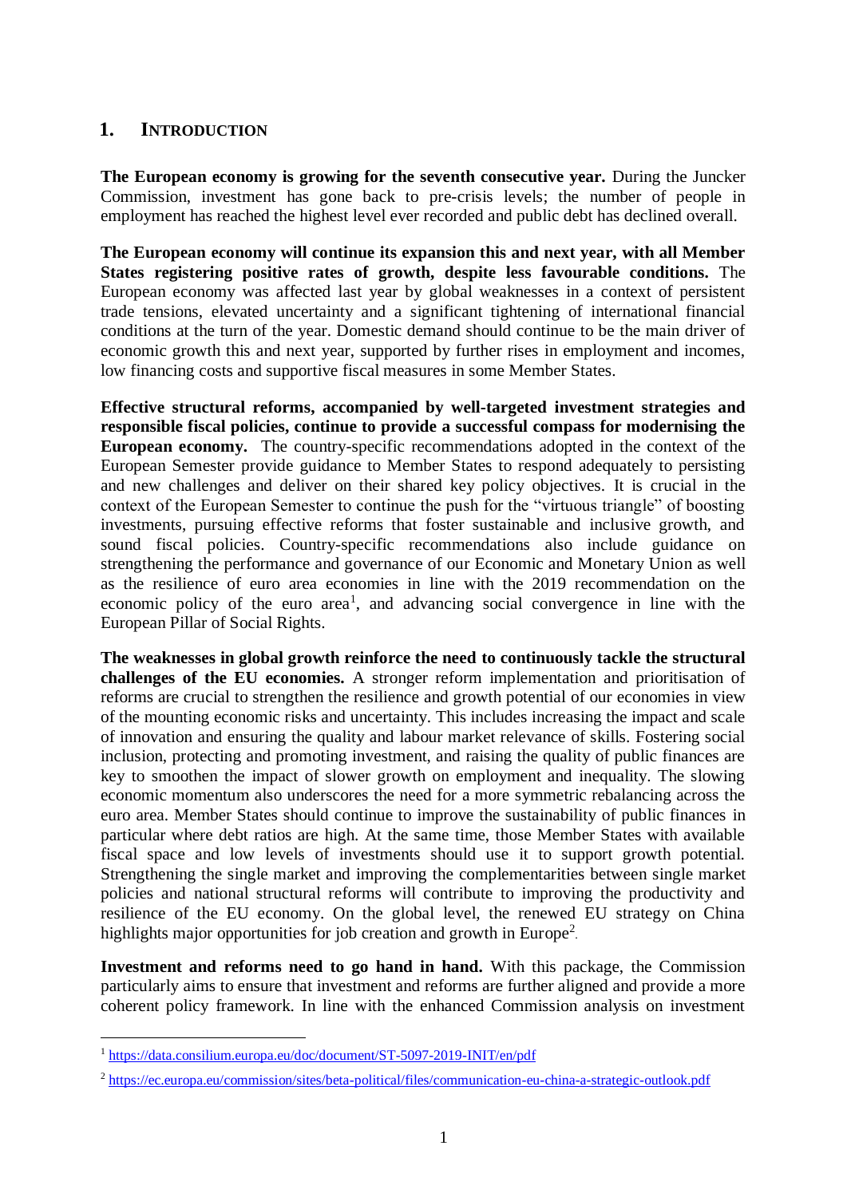## 1. INTRODUCTION

**The European economy is growing for the seventh consecutive year.** During the Juncker Commission, investment has gone back to pre-crisis levels; the number of people in employment has reached the highest level ever recorded and public debt has declined overall.

**The European economy will continue its expansion this and next year, with all Member States registering positive rates of growth, despite less favourable conditions.** The European economy was affected last year by global weaknesses in a context of persistent trade tensions, elevated uncertainty and a significant tightening of international financial conditions at the turn of the year. Domestic demand should continue to be the main driver of economic growth this and next year, supported by further rises in employment and incomes, low financing costs and supportive fiscal measures in some Member States.

**Effective structural reforms, accompanied by well-targeted investment strategies and responsible fiscal policies, continue to provide a successful compass for modernising the European economy.** The country-specific recommendations adopted in the context of the European Semester provide guidance to Member States to respond adequately to persisting and new challenges and deliver on their shared key policy objectives. It is crucial in the context of the European Semester to continue the push for the "virtuous triangle" of boosting investments, pursuing effective reforms that foster sustainable and inclusive growth, and sound fiscal policies. Country-specific recommendations also include guidance on strengthening the performance and governance of our Economic and Monetary Union as well as the resilience of euro area economies in line with the 2019 recommendation on the economic policy of the euro area[1], and advancing social convergence in line with the European Pillar of Social Rights.

**The weaknesses in global growth reinforce the need to continuously tackle the structural challenges of the EU economies.** A stronger reform implementation and prioritisation of reforms are crucial to strengthen the resilience and growth potential of our economies in view of the mounting economic risks and uncertainty. This includes increasing the impact and scale of innovation and ensuring the quality and labour market relevance of skills. Fostering social inclusion, protecting and promoting investment, and raising the quality of public finances are key to smoothen the impact of slower growth on employment and inequality. The slowing economic momentum also underscores the need for a more symmetric rebalancing across the euro area. Member States should continue to improve the sustainability of public finances in particular where debt ratios are high. At the same time, those Member States with available fiscal space and low levels of investments should use it to support growth potential. Strengthening the single market and improving the complementarities between single market policies and national structural reforms will contribute to improving the productivity and resilience of the EU economy. On the global level, the renewed EU strategy on China highlights major opportunities for job creation and growth in Europe[2].

**Investment and reforms need to go hand in hand.** With this package, the Commission particularly aims to ensure that investment and reforms are further aligned and provide a more coherent policy framework. In line with the enhanced Commission analysis on investment

[1] https://data.consilium.europa.eu/doc/document/ST-5097-2019-INIT/en/pdf

[2] https://ec.europa.eu/commission/sites/beta-political/files/communication-eu-china-a-strategic-outlook.pdf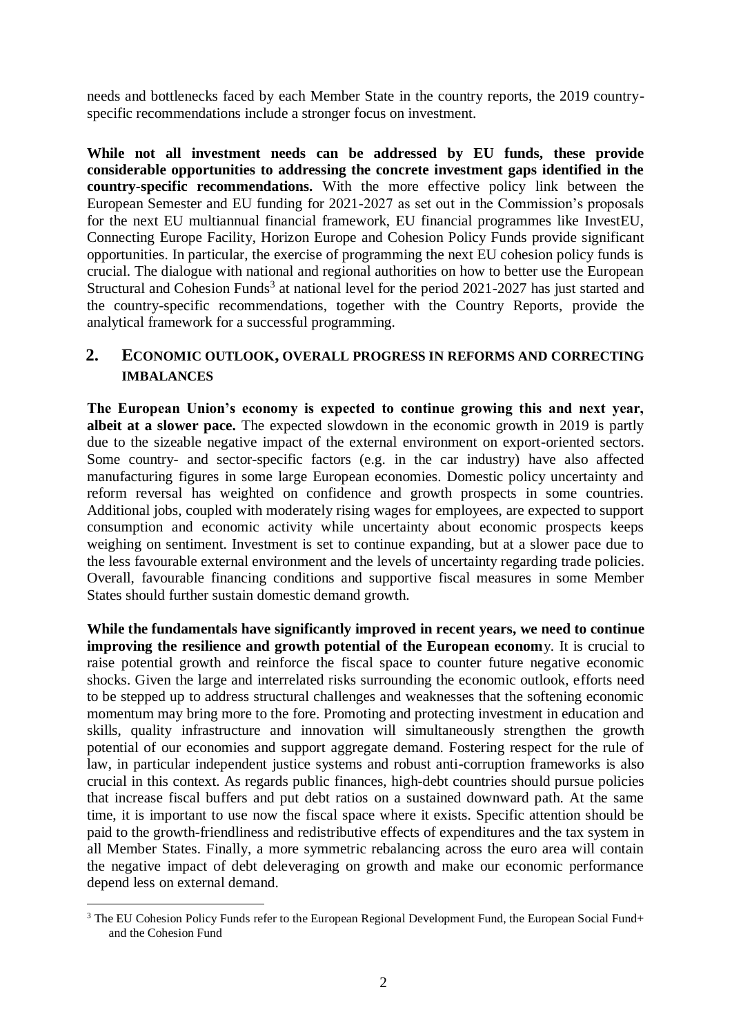needs and bottlenecks faced by each Member State in the country reports, the 2019 country-specific recommendations include a stronger focus on investment.

**While not all investment needs can be addressed by EU funds, these provide considerable opportunities to addressing the concrete investment gaps identified in the country-specific recommendations.** With the more effective policy link between the European Semester and EU funding for 2021-2027 as set out in the Commission's proposals for the next EU multiannual financial framework, EU financial programmes like InvestEU, Connecting Europe Facility, Horizon Europe and Cohesion Policy Funds provide significant opportunities. In particular, the exercise of programming the next EU cohesion policy funds is crucial. The dialogue with national and regional authorities on how to better use the European Structural and Cohesion Funds[3] at national level for the period 2021-2027 has just started and the country-specific recommendations, together with the Country Reports, provide the analytical framework for a successful programming.

## 2. ECONOMIC OUTLOOK, OVERALL PROGRESS IN REFORMS AND CORRECTING IMBALANCES

**The European Union's economy is expected to continue growing this and next year, albeit at a slower pace.** The expected slowdown in the economic growth in 2019 is partly due to the sizeable negative impact of the external environment on export-oriented sectors. Some country- and sector-specific factors (e.g. in the car industry) have also affected manufacturing figures in some large European economies. Domestic policy uncertainty and reform reversal has weighted on confidence and growth prospects in some countries. Additional jobs, coupled with moderately rising wages for employees, are expected to support consumption and economic activity while uncertainty about economic prospects keeps weighing on sentiment. Investment is set to continue expanding, but at a slower pace due to the less favourable external environment and the levels of uncertainty regarding trade policies. Overall, favourable financing conditions and supportive fiscal measures in some Member States should further sustain domestic demand growth.

**While the fundamentals have significantly improved in recent years, we need to continue improving the resilience and growth potential of the European econom**y. It is crucial to raise potential growth and reinforce the fiscal space to counter future negative economic shocks. Given the large and interrelated risks surrounding the economic outlook, efforts need to be stepped up to address structural challenges and weaknesses that the softening economic momentum may bring more to the fore. Promoting and protecting investment in education and skills, quality infrastructure and innovation will simultaneously strengthen the growth potential of our economies and support aggregate demand. Fostering respect for the rule of law, in particular independent justice systems and robust anti-corruption frameworks is also crucial in this context. As regards public finances, high-debt countries should pursue policies that increase fiscal buffers and put debt ratios on a sustained downward path. At the same time, it is important to use now the fiscal space where it exists. Specific attention should be paid to the growth-friendliness and redistributive effects of expenditures and the tax system in all Member States. Finally, a more symmetric rebalancing across the euro area will contain the negative impact of debt deleveraging on growth and make our economic performance depend less on external demand.

[3] The EU Cohesion Policy Funds refer to the European Regional Development Fund, the European Social Fund+ and the Cohesion Fund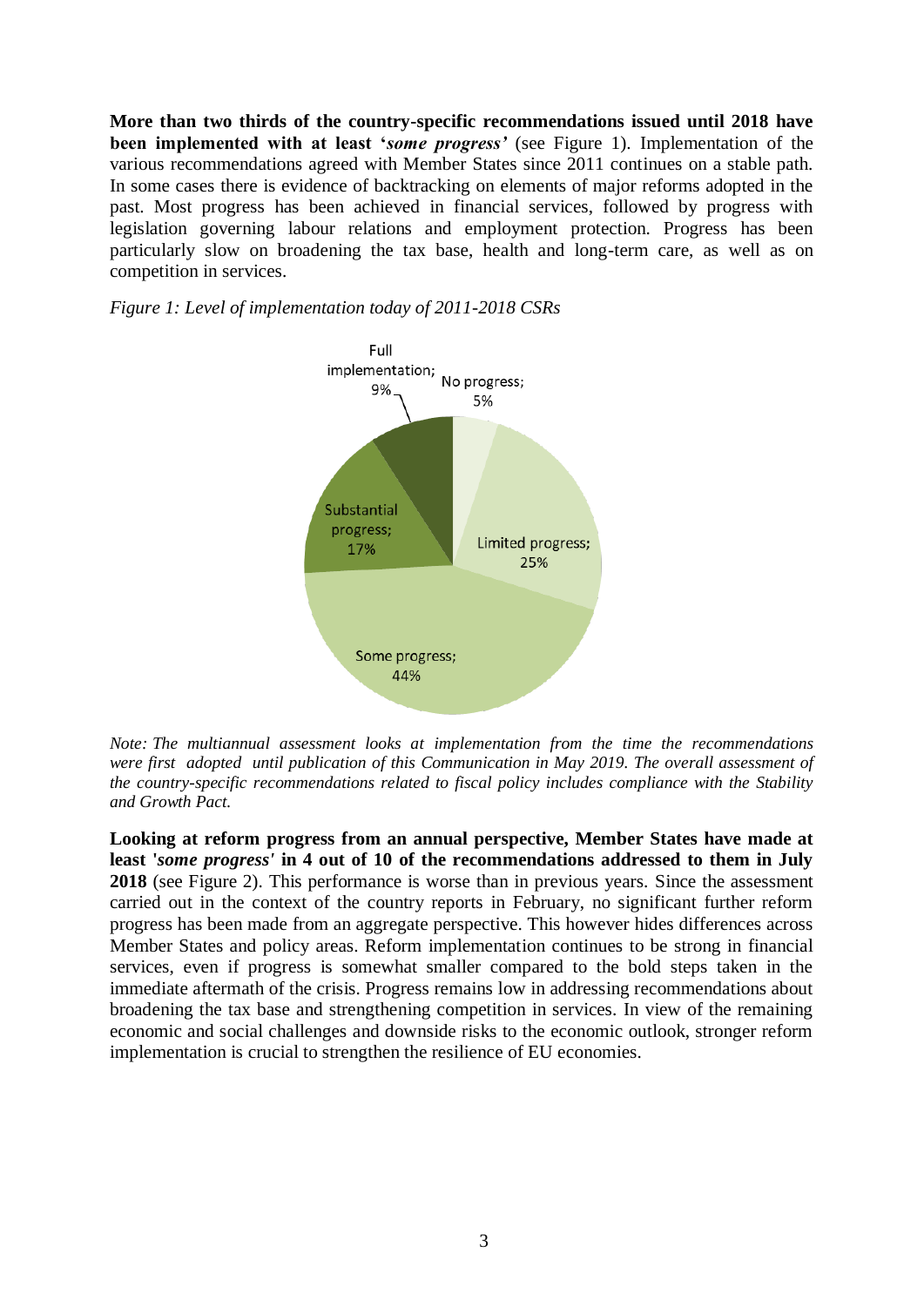**More than two thirds of the country-specific recommendations issued until 2018 have been implemented with at least '*some progress*'** (see Figure 1). Implementation of the various recommendations agreed with Member States since 2011 continues on a stable path. In some cases there is evidence of backtracking on elements of major reforms adopted in the past. Most progress has been achieved in financial services, followed by progress with legislation governing labour relations and employment protection. Progress has been particularly slow on broadening the tax base, health and long-term care, as well as on competition in services.

*Figure 1: Level of implementation today of 2011-2018 CSRs*

Full implementation; 9%
No progress; 5%
Limited progress; 25%
Some progress; 44%
Substantial progress; 17%

*Note: The multiannual assessment looks at implementation from the time the recommendations were first adopted until publication of this Communication in May 2019. The overall assessment of the country-specific recommendations related to fiscal policy includes compliance with the Stability and Growth Pact.*

**Looking at reform progress from an annual perspective, Member States have made at least '*some progress*' in 4 out of 10 of the recommendations addressed to them in July 2018** (see Figure 2). This performance is worse than in previous years. Since the assessment carried out in the context of the country reports in February, no significant further reform progress has been made from an aggregate perspective. This however hides differences across Member States and policy areas. Reform implementation continues to be strong in financial services, even if progress is somewhat smaller compared to the bold steps taken in the immediate aftermath of the crisis. Progress remains low in addressing recommendations about broadening the tax base and strengthening competition in services. In view of the remaining economic and social challenges and downside risks to the economic outlook, stronger reform implementation is crucial to strengthen the resilience of EU economies.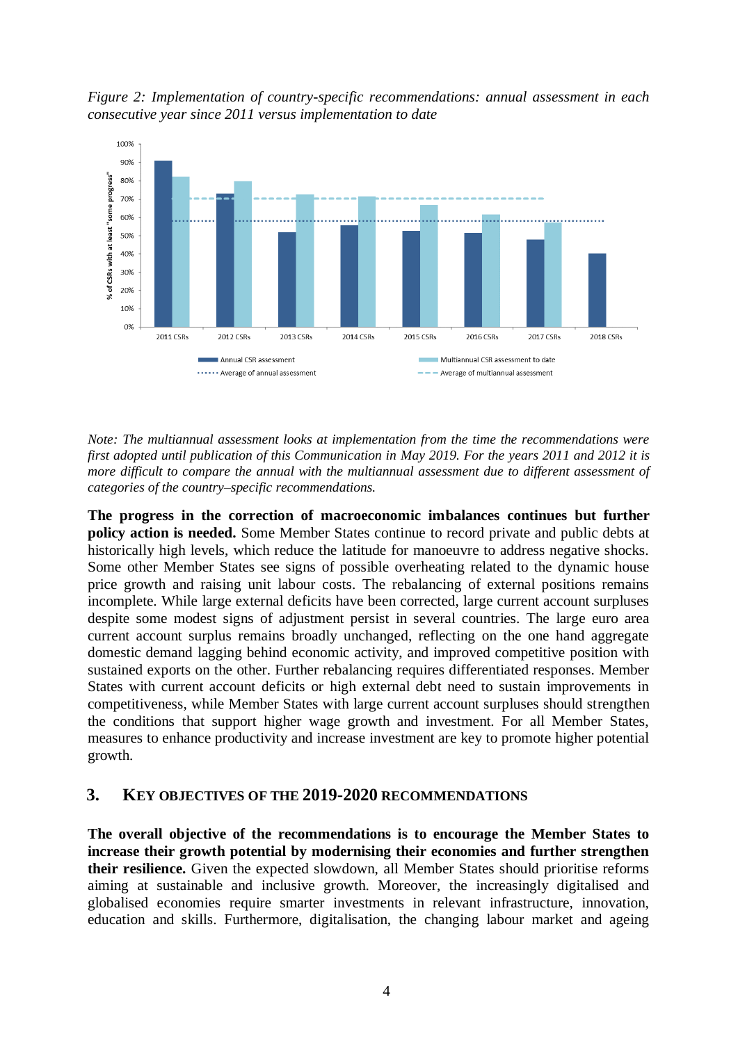*Figure 2: Implementation of country-specific recommendations: annual assessment in each consecutive year since 2011 versus implementation to date*

*Note: The multiannual assessment looks at implementation from the time the recommendations were first adopted until publication of this Communication in May 2019. For the years 2011 and 2012 it is more difficult to compare the annual with the multiannual assessment due to different assessment of categories of the country–specific recommendations.*

**The progress in the correction of macroeconomic imbalances continues but further policy action is needed.** Some Member States continue to record private and public debts at historically high levels, which reduce the latitude for manoeuvre to address negative shocks. Some other Member States see signs of possible overheating related to the dynamic house price growth and raising unit labour costs. The rebalancing of external positions remains incomplete. While large external deficits have been corrected, large current account surpluses despite some modest signs of adjustment persist in several countries. The large euro area current account surplus remains broadly unchanged, reflecting on the one hand aggregate domestic demand lagging behind economic activity, and improved competitive position with sustained exports on the other. Further rebalancing requires differentiated responses. Member States with current account deficits or high external debt need to sustain improvements in competitiveness, while Member States with large current account surpluses should strengthen the conditions that support higher wage growth and investment. For all Member States, measures to enhance productivity and increase investment are key to promote higher potential growth.

## 3. KEY OBJECTIVES OF THE 2019-2020 RECOMMENDATIONS

**The overall objective of the recommendations is to encourage the Member States to increase their growth potential by modernising their economies and further strengthen their resilience.** Given the expected slowdown, all Member States should prioritise reforms aiming at sustainable and inclusive growth. Moreover, the increasingly digitalised and globalised economies require smarter investments in relevant infrastructure, innovation, education and skills. Furthermore, digitalisation, the changing labour market and ageing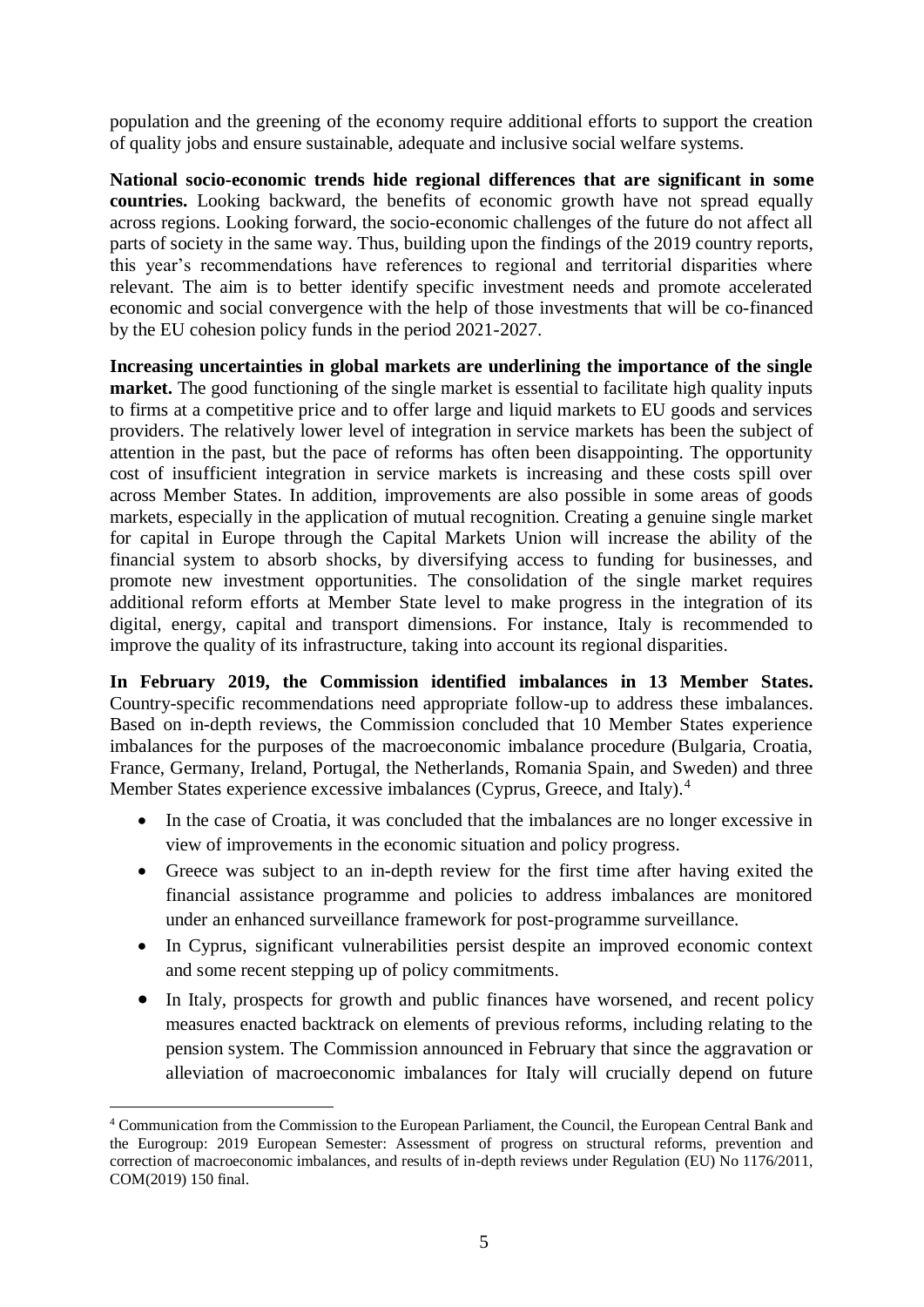population and the greening of the economy require additional efforts to support the creation of quality jobs and ensure sustainable, adequate and inclusive social welfare systems.

**National socio-economic trends hide regional differences that are significant in some countries.** Looking backward, the benefits of economic growth have not spread equally across regions. Looking forward, the socio-economic challenges of the future do not affect all parts of society in the same way. Thus, building upon the findings of the 2019 country reports, this year's recommendations have references to regional and territorial disparities where relevant. The aim is to better identify specific investment needs and promote accelerated economic and social convergence with the help of those investments that will be co-financed by the EU cohesion policy funds in the period 2021-2027.

**Increasing uncertainties in global markets are underlining the importance of the single market.** The good functioning of the single market is essential to facilitate high quality inputs to firms at a competitive price and to offer large and liquid markets to EU goods and services providers. The relatively lower level of integration in service markets has been the subject of attention in the past, but the pace of reforms has often been disappointing. The opportunity cost of insufficient integration in service markets is increasing and these costs spill over across Member States. In addition, improvements are also possible in some areas of goods markets, especially in the application of mutual recognition. Creating a genuine single market for capital in Europe through the Capital Markets Union will increase the ability of the financial system to absorb shocks, by diversifying access to funding for businesses, and promote new investment opportunities. The consolidation of the single market requires additional reform efforts at Member State level to make progress in the integration of its digital, energy, capital and transport dimensions. For instance, Italy is recommended to improve the quality of its infrastructure, taking into account its regional disparities.

**In February 2019, the Commission identified imbalances in 13 Member States.** Country-specific recommendations need appropriate follow-up to address these imbalances. Based on in-depth reviews, the Commission concluded that 10 Member States experience imbalances for the purposes of the macroeconomic imbalance procedure (Bulgaria, Croatia, France, Germany, Ireland, Portugal, the Netherlands, Romania Spain, and Sweden) and three Member States experience excessive imbalances (Cyprus, Greece, and Italy).[4]

- In the case of Croatia, it was concluded that the imbalances are no longer excessive in view of improvements in the economic situation and policy progress.
- Greece was subject to an in-depth review for the first time after having exited the financial assistance programme and policies to address imbalances are monitored under an enhanced surveillance framework for post-programme surveillance.
- In Cyprus, significant vulnerabilities persist despite an improved economic context and some recent stepping up of policy commitments.
- In Italy, prospects for growth and public finances have worsened, and recent policy measures enacted backtrack on elements of previous reforms, including relating to the pension system. The Commission announced in February that since the aggravation or alleviation of macroeconomic imbalances for Italy will crucially depend on future

[4] Communication from the Commission to the European Parliament, the Council, the European Central Bank and the Eurogroup: 2019 European Semester: Assessment of progress on structural reforms, prevention and correction of macroeconomic imbalances, and results of in-depth reviews under Regulation (EU) No 1176/2011, COM(2019) 150 final.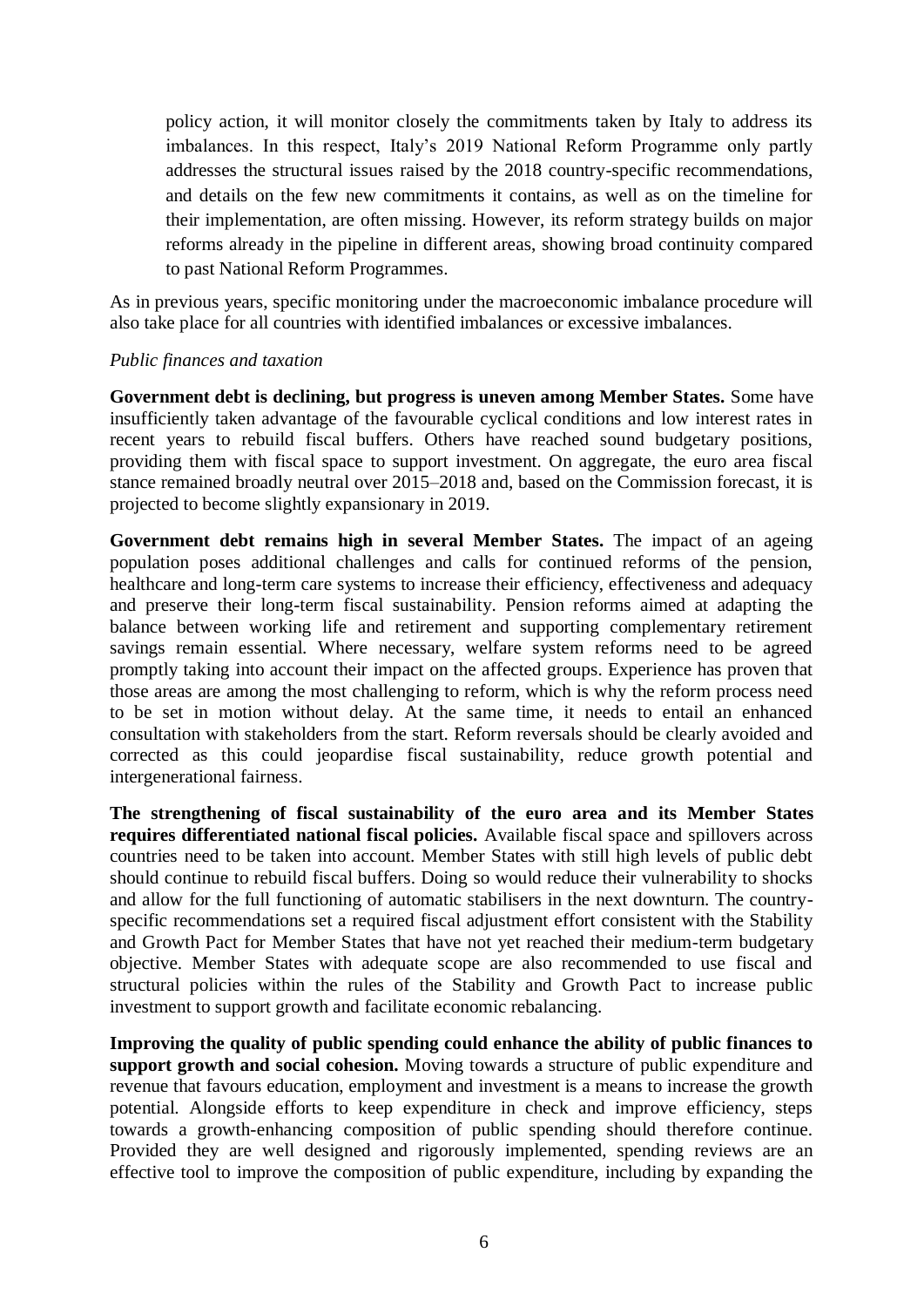> policy action, it will monitor closely the commitments taken by Italy to address its imbalances. In this respect, Italy's 2019 National Reform Programme only partly addresses the structural issues raised by the 2018 country-specific recommendations, and details on the few new commitments it contains, as well as on the timeline for their implementation, are often missing. However, its reform strategy builds on major reforms already in the pipeline in different areas, showing broad continuity compared to past National Reform Programmes.

As in previous years, specific monitoring under the macroeconomic imbalance procedure will also take place for all countries with identified imbalances or excessive imbalances.

*Public finances and taxation*

**Government debt is declining, but progress is uneven among Member States.** Some have insufficiently taken advantage of the favourable cyclical conditions and low interest rates in recent years to rebuild fiscal buffers. Others have reached sound budgetary positions, providing them with fiscal space to support investment. On aggregate, the euro area fiscal stance remained broadly neutral over 2015–2018 and, based on the Commission forecast, it is projected to become slightly expansionary in 2019.

**Government debt remains high in several Member States.** The impact of an ageing population poses additional challenges and calls for continued reforms of the pension, healthcare and long-term care systems to increase their efficiency, effectiveness and adequacy and preserve their long-term fiscal sustainability. Pension reforms aimed at adapting the balance between working life and retirement and supporting complementary retirement savings remain essential. Where necessary, welfare system reforms need to be agreed promptly taking into account their impact on the affected groups. Experience has proven that those areas are among the most challenging to reform, which is why the reform process need to be set in motion without delay. At the same time, it needs to entail an enhanced consultation with stakeholders from the start. Reform reversals should be clearly avoided and corrected as this could jeopardise fiscal sustainability, reduce growth potential and intergenerational fairness.

**The strengthening of fiscal sustainability of the euro area and its Member States requires differentiated national fiscal policies.** Available fiscal space and spillovers across countries need to be taken into account. Member States with still high levels of public debt should continue to rebuild fiscal buffers. Doing so would reduce their vulnerability to shocks and allow for the full functioning of automatic stabilisers in the next downturn. The country-specific recommendations set a required fiscal adjustment effort consistent with the Stability and Growth Pact for Member States that have not yet reached their medium-term budgetary objective. Member States with adequate scope are also recommended to use fiscal and structural policies within the rules of the Stability and Growth Pact to increase public investment to support growth and facilitate economic rebalancing.

**Improving the quality of public spending could enhance the ability of public finances to support growth and social cohesion.** Moving towards a structure of public expenditure and revenue that favours education, employment and investment is a means to increase the growth potential. Alongside efforts to keep expenditure in check and improve efficiency, steps towards a growth-enhancing composition of public spending should therefore continue. Provided they are well designed and rigorously implemented, spending reviews are an effective tool to improve the composition of public expenditure, including by expanding the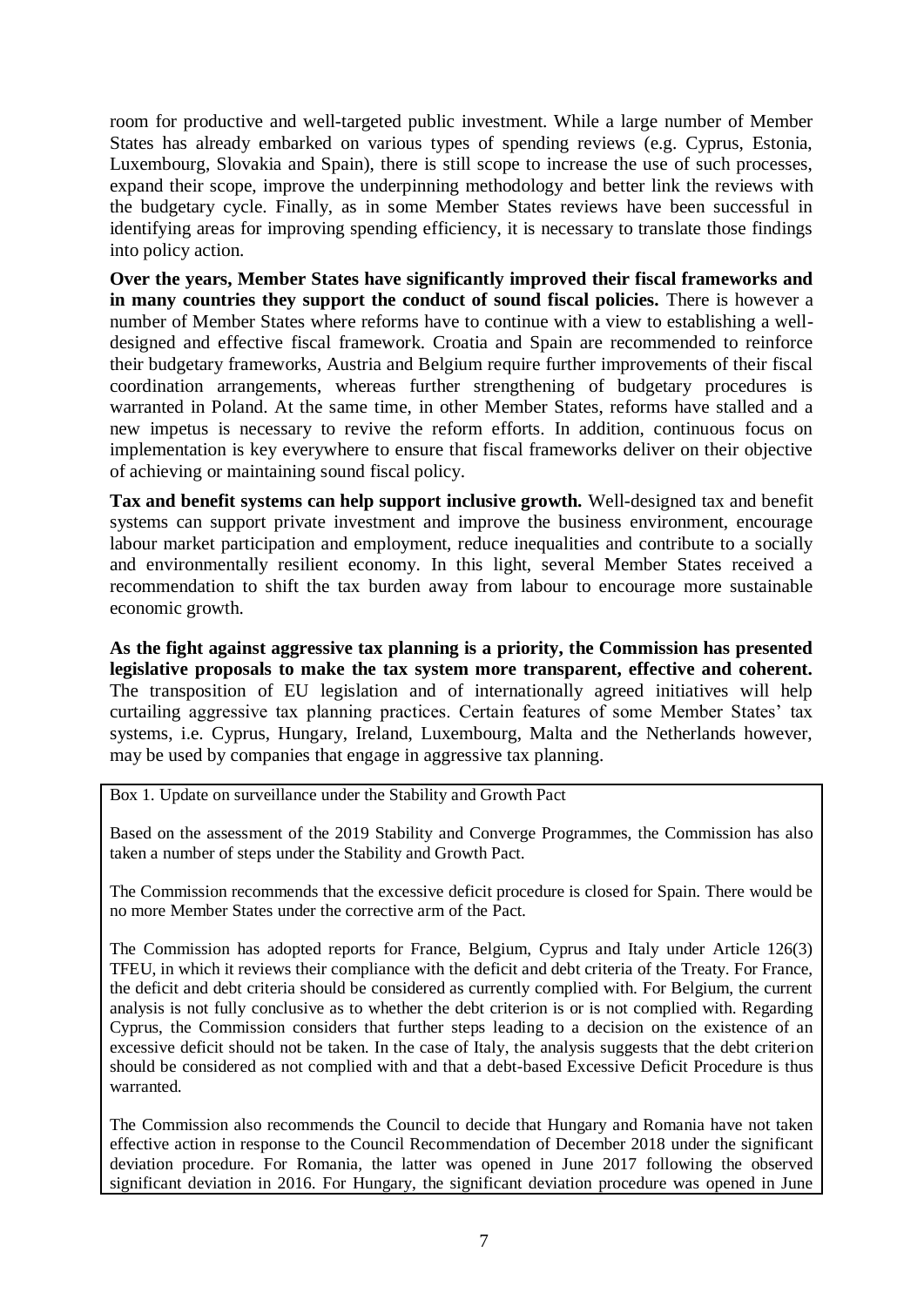room for productive and well-targeted public investment. While a large number of Member States has already embarked on various types of spending reviews (e.g. Cyprus, Estonia, Luxembourg, Slovakia and Spain), there is still scope to increase the use of such processes, expand their scope, improve the underpinning methodology and better link the reviews with the budgetary cycle. Finally, as in some Member States reviews have been successful in identifying areas for improving spending efficiency, it is necessary to translate those findings into policy action.

**Over the years, Member States have significantly improved their fiscal frameworks and in many countries they support the conduct of sound fiscal policies.** There is however a number of Member States where reforms have to continue with a view to establishing a well-designed and effective fiscal framework. Croatia and Spain are recommended to reinforce their budgetary frameworks, Austria and Belgium require further improvements of their fiscal coordination arrangements, whereas further strengthening of budgetary procedures is warranted in Poland. At the same time, in other Member States, reforms have stalled and a new impetus is necessary to revive the reform efforts. In addition, continuous focus on implementation is key everywhere to ensure that fiscal frameworks deliver on their objective of achieving or maintaining sound fiscal policy.

**Tax and benefit systems can help support inclusive growth.** Well-designed tax and benefit systems can support private investment and improve the business environment, encourage labour market participation and employment, reduce inequalities and contribute to a socially and environmentally resilient economy. In this light, several Member States received a recommendation to shift the tax burden away from labour to encourage more sustainable economic growth.

**As the fight against aggressive tax planning is a priority, the Commission has presented legislative proposals to make the tax system more transparent, effective and coherent.** The transposition of EU legislation and of internationally agreed initiatives will help curtailing aggressive tax planning practices. Certain features of some Member States' tax systems, i.e. Cyprus, Hungary, Ireland, Luxembourg, Malta and the Netherlands however, may be used by companies that engage in aggressive tax planning.

Box 1. Update on surveillance under the Stability and Growth Pact

Based on the assessment of the 2019 Stability and Converge Programmes, the Commission has also taken a number of steps under the Stability and Growth Pact.

The Commission recommends that the excessive deficit procedure is closed for Spain. There would be no more Member States under the corrective arm of the Pact.

The Commission has adopted reports for France, Belgium, Cyprus and Italy under Article 126(3) TFEU, in which it reviews their compliance with the deficit and debt criteria of the Treaty. For France, the deficit and debt criteria should be considered as currently complied with. For Belgium, the current analysis is not fully conclusive as to whether the debt criterion is or is not complied with. Regarding Cyprus, the Commission considers that further steps leading to a decision on the existence of an excessive deficit should not be taken. In the case of Italy, the analysis suggests that the debt criterion should be considered as not complied with and that a debt-based Excessive Deficit Procedure is thus warranted.

The Commission also recommends the Council to decide that Hungary and Romania have not taken effective action in response to the Council Recommendation of December 2018 under the significant deviation procedure. For Romania, the latter was opened in June 2017 following the observed significant deviation in 2016. For Hungary, the significant deviation procedure was opened in June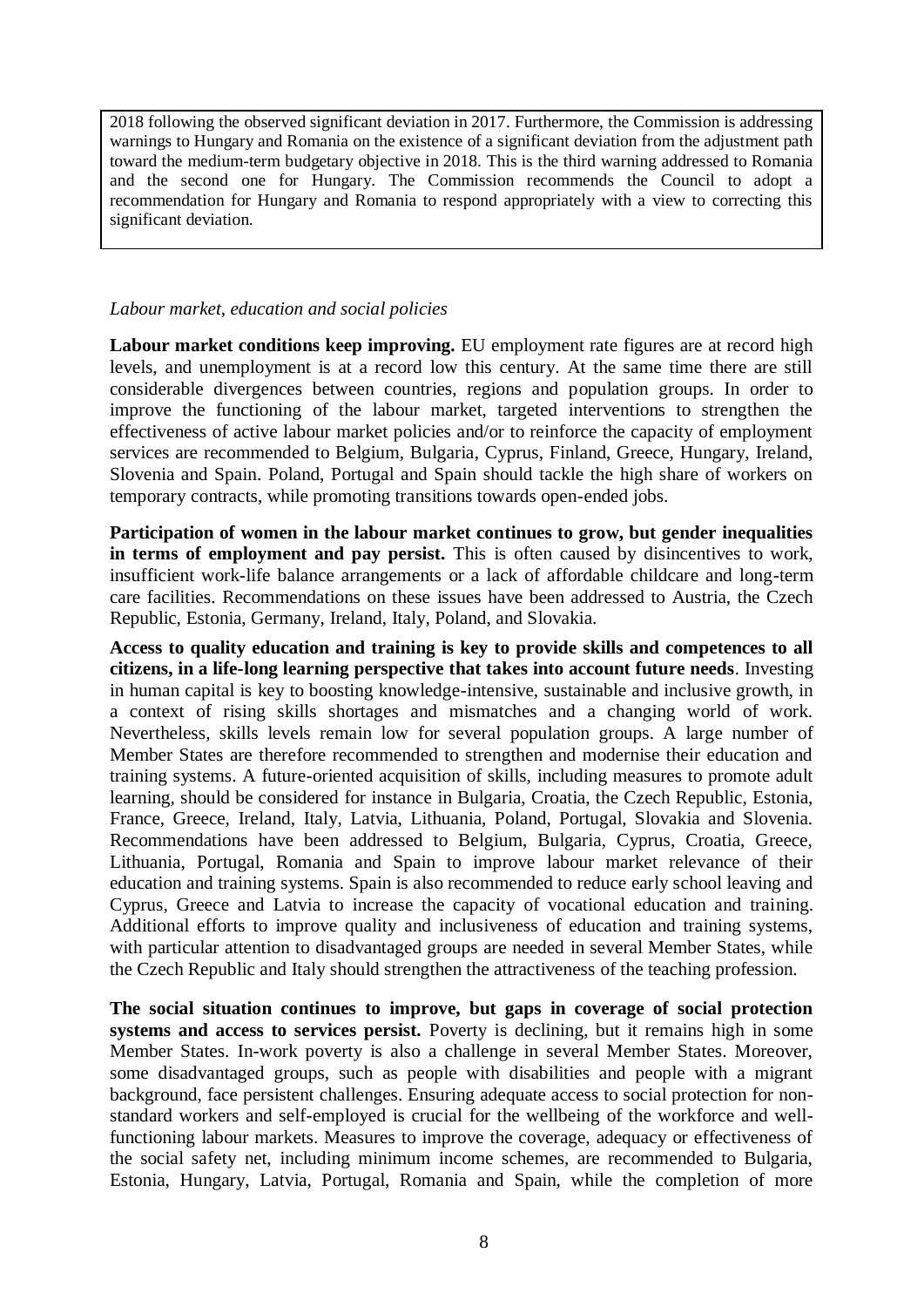2018 following the observed significant deviation in 2017. Furthermore, the Commission is addressing warnings to Hungary and Romania on the existence of a significant deviation from the adjustment path toward the medium-term budgetary objective in 2018. This is the third warning addressed to Romania and the second one for Hungary. The Commission recommends the Council to adopt a recommendation for Hungary and Romania to respond appropriately with a view to correcting this significant deviation.

*Labour market, education and social policies*

**Labour market conditions keep improving.** EU employment rate figures are at record high levels, and unemployment is at a record low this century. At the same time there are still considerable divergences between countries, regions and population groups. In order to improve the functioning of the labour market, targeted interventions to strengthen the effectiveness of active labour market policies and/or to reinforce the capacity of employment services are recommended to Belgium, Bulgaria, Cyprus, Finland, Greece, Hungary, Ireland, Slovenia and Spain. Poland, Portugal and Spain should tackle the high share of workers on temporary contracts, while promoting transitions towards open-ended jobs.

**Participation of women in the labour market continues to grow, but gender inequalities in terms of employment and pay persist.** This is often caused by disincentives to work, insufficient work-life balance arrangements or a lack of affordable childcare and long-term care facilities. Recommendations on these issues have been addressed to Austria, the Czech Republic, Estonia, Germany, Ireland, Italy, Poland, and Slovakia.

**Access to quality education and training is key to provide skills and competences to all citizens, in a life-long learning perspective that takes into account future needs**. Investing in human capital is key to boosting knowledge-intensive, sustainable and inclusive growth, in a context of rising skills shortages and mismatches and a changing world of work. Nevertheless, skills levels remain low for several population groups. A large number of Member States are therefore recommended to strengthen and modernise their education and training systems. A future-oriented acquisition of skills, including measures to promote adult learning, should be considered for instance in Bulgaria, Croatia, the Czech Republic, Estonia, France, Greece, Ireland, Italy, Latvia, Lithuania, Poland, Portugal, Slovakia and Slovenia. Recommendations have been addressed to Belgium, Bulgaria, Cyprus, Croatia, Greece, Lithuania, Portugal, Romania and Spain to improve labour market relevance of their education and training systems. Spain is also recommended to reduce early school leaving and Cyprus, Greece and Latvia to increase the capacity of vocational education and training. Additional efforts to improve quality and inclusiveness of education and training systems, with particular attention to disadvantaged groups are needed in several Member States, while the Czech Republic and Italy should strengthen the attractiveness of the teaching profession.

**The social situation continues to improve, but gaps in coverage of social protection systems and access to services persist.** Poverty is declining, but it remains high in some Member States. In-work poverty is also a challenge in several Member States. Moreover, some disadvantaged groups, such as people with disabilities and people with a migrant background, face persistent challenges. Ensuring adequate access to social protection for non-standard workers and self-employed is crucial for the wellbeing of the workforce and well-functioning labour markets. Measures to improve the coverage, adequacy or effectiveness of the social safety net, including minimum income schemes, are recommended to Bulgaria, Estonia, Hungary, Latvia, Portugal, Romania and Spain, while the completion of more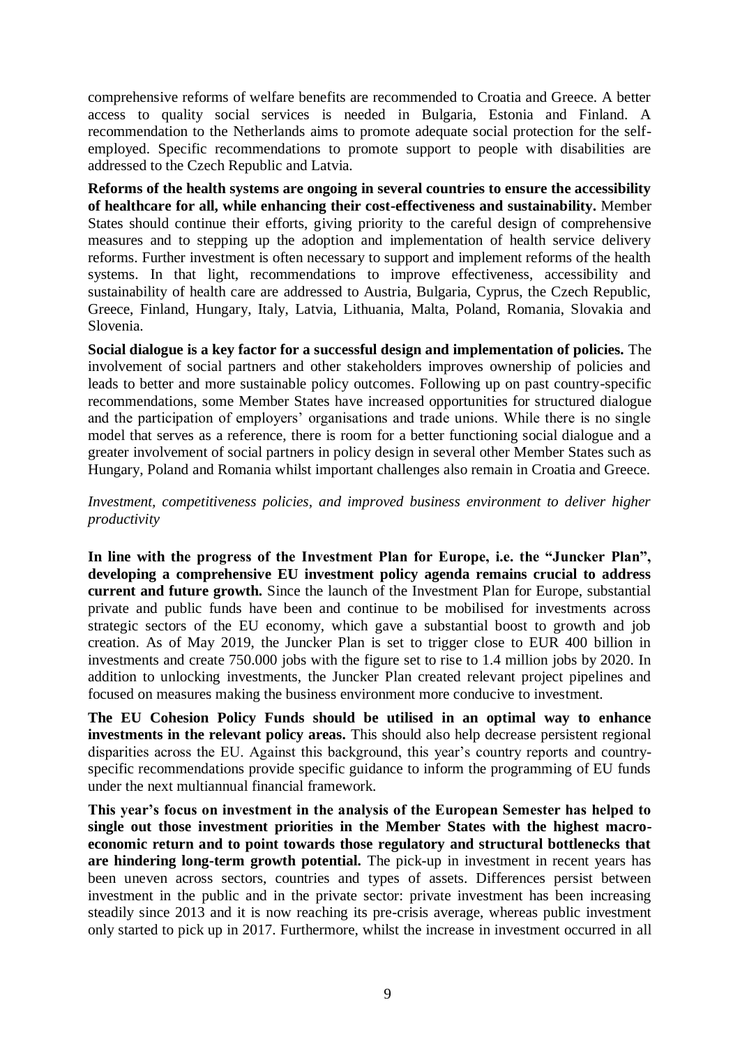comprehensive reforms of welfare benefits are recommended to Croatia and Greece. A better access to quality social services is needed in Bulgaria, Estonia and Finland. A recommendation to the Netherlands aims to promote adequate social protection for the self-employed. Specific recommendations to promote support to people with disabilities are addressed to the Czech Republic and Latvia.

**Reforms of the health systems are ongoing in several countries to ensure the accessibility of healthcare for all, while enhancing their cost-effectiveness and sustainability.** Member States should continue their efforts, giving priority to the careful design of comprehensive measures and to stepping up the adoption and implementation of health service delivery reforms. Further investment is often necessary to support and implement reforms of the health systems. In that light, recommendations to improve effectiveness, accessibility and sustainability of health care are addressed to Austria, Bulgaria, Cyprus, the Czech Republic, Greece, Finland, Hungary, Italy, Latvia, Lithuania, Malta, Poland, Romania, Slovakia and Slovenia.

**Social dialogue is a key factor for a successful design and implementation of policies.** The involvement of social partners and other stakeholders improves ownership of policies and leads to better and more sustainable policy outcomes. Following up on past country-specific recommendations, some Member States have increased opportunities for structured dialogue and the participation of employers' organisations and trade unions. While there is no single model that serves as a reference, there is room for a better functioning social dialogue and a greater involvement of social partners in policy design in several other Member States such as Hungary, Poland and Romania whilst important challenges also remain in Croatia and Greece.

*Investment, competitiveness policies, and improved business environment to deliver higher productivity*

**In line with the progress of the Investment Plan for Europe, i.e. the "Juncker Plan", developing a comprehensive EU investment policy agenda remains crucial to address current and future growth.** Since the launch of the Investment Plan for Europe, substantial private and public funds have been and continue to be mobilised for investments across strategic sectors of the EU economy, which gave a substantial boost to growth and job creation. As of May 2019, the Juncker Plan is set to trigger close to EUR 400 billion in investments and create 750.000 jobs with the figure set to rise to 1.4 million jobs by 2020. In addition to unlocking investments, the Juncker Plan created relevant project pipelines and focused on measures making the business environment more conducive to investment.

**The EU Cohesion Policy Funds should be utilised in an optimal way to enhance investments in the relevant policy areas.** This should also help decrease persistent regional disparities across the EU. Against this background, this year's country reports and country-specific recommendations provide specific guidance to inform the programming of EU funds under the next multiannual financial framework.

**This year's focus on investment in the analysis of the European Semester has helped to single out those investment priorities in the Member States with the highest macro-economic return and to point towards those regulatory and structural bottlenecks that are hindering long-term growth potential.** The pick-up in investment in recent years has been uneven across sectors, countries and types of assets. Differences persist between investment in the public and in the private sector: private investment has been increasing steadily since 2013 and it is now reaching its pre-crisis average, whereas public investment only started to pick up in 2017. Furthermore, whilst the increase in investment occurred in all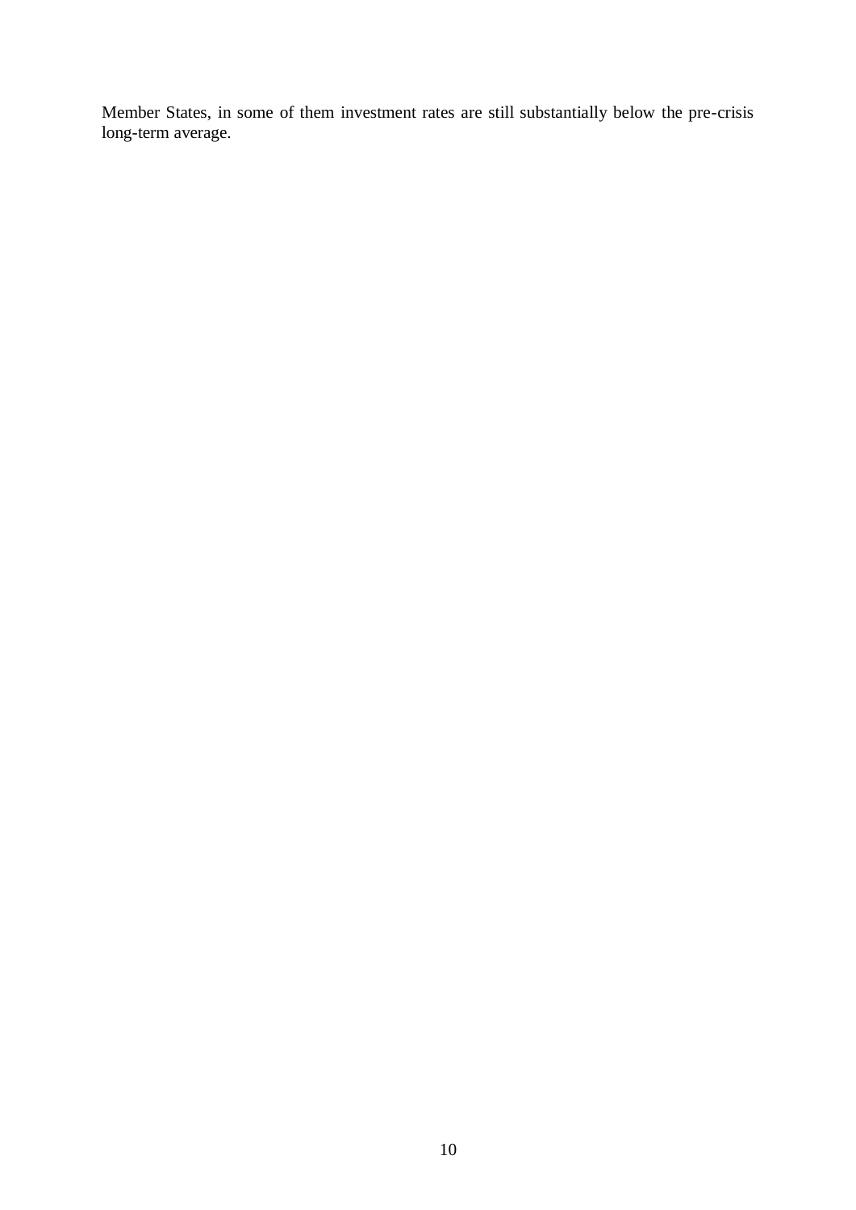Member States, in some of them investment rates are still substantially below the pre-crisis long-term average.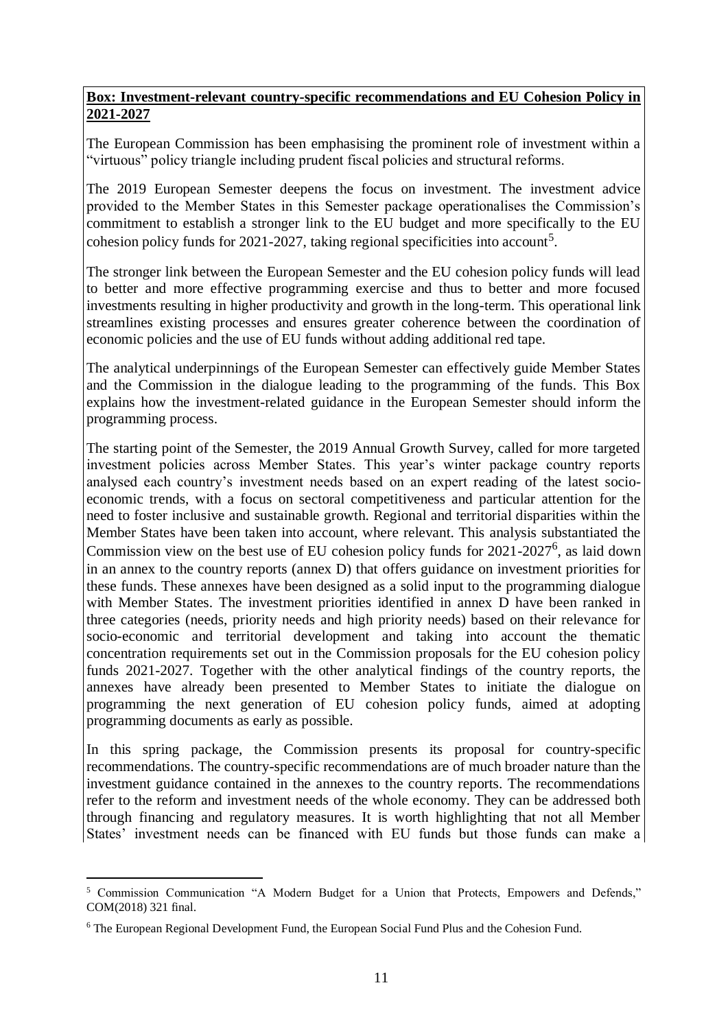**Box: Investment-relevant country-specific recommendations and EU Cohesion Policy in 2021-2027**

The European Commission has been emphasising the prominent role of investment within a "virtuous" policy triangle including prudent fiscal policies and structural reforms.

The 2019 European Semester deepens the focus on investment. The investment advice provided to the Member States in this Semester package operationalises the Commission's commitment to establish a stronger link to the EU budget and more specifically to the EU cohesion policy funds for 2021-2027, taking regional specificities into account[5].

The stronger link between the European Semester and the EU cohesion policy funds will lead to better and more effective programming exercise and thus to better and more focused investments resulting in higher productivity and growth in the long-term. This operational link streamlines existing processes and ensures greater coherence between the coordination of economic policies and the use of EU funds without adding additional red tape.

The analytical underpinnings of the European Semester can effectively guide Member States and the Commission in the dialogue leading to the programming of the funds. This Box explains how the investment-related guidance in the European Semester should inform the programming process.

The starting point of the Semester, the 2019 Annual Growth Survey, called for more targeted investment policies across Member States. This year's winter package country reports analysed each country's investment needs based on an expert reading of the latest socio-economic trends, with a focus on sectoral competitiveness and particular attention for the need to foster inclusive and sustainable growth. Regional and territorial disparities within the Member States have been taken into account, where relevant. This analysis substantiated the Commission view on the best use of EU cohesion policy funds for 2021-2027[6], as laid down in an annex to the country reports (annex D) that offers guidance on investment priorities for these funds. These annexes have been designed as a solid input to the programming dialogue with Member States. The investment priorities identified in annex D have been ranked in three categories (needs, priority needs and high priority needs) based on their relevance for socio-economic and territorial development and taking into account the thematic concentration requirements set out in the Commission proposals for the EU cohesion policy funds 2021-2027. Together with the other analytical findings of the country reports, the annexes have already been presented to Member States to initiate the dialogue on programming the next generation of EU cohesion policy funds, aimed at adopting programming documents as early as possible.

In this spring package, the Commission presents its proposal for country-specific recommendations. The country-specific recommendations are of much broader nature than the investment guidance contained in the annexes to the country reports. The recommendations refer to the reform and investment needs of the whole economy. They can be addressed both through financing and regulatory measures. It is worth highlighting that not all Member States' investment needs can be financed with EU funds but those funds can make a

---

[5] Commission Communication "A Modern Budget for a Union that Protects, Empowers and Defends," COM(2018) 321 final.

[6] The European Regional Development Fund, the European Social Fund Plus and the Cohesion Fund.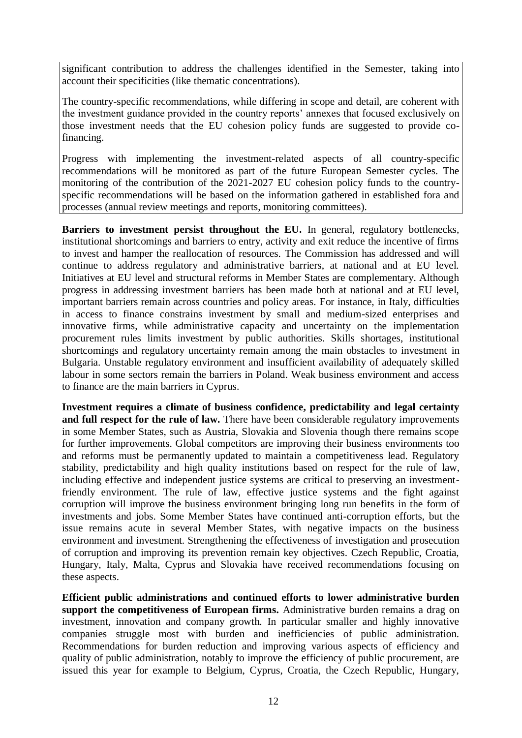significant contribution to address the challenges identified in the Semester, taking into account their specificities (like thematic concentrations).

The country-specific recommendations, while differing in scope and detail, are coherent with the investment guidance provided in the country reports' annexes that focused exclusively on those investment needs that the EU cohesion policy funds are suggested to provide co-financing.

Progress with implementing the investment-related aspects of all country-specific recommendations will be monitored as part of the future European Semester cycles. The monitoring of the contribution of the 2021-2027 EU cohesion policy funds to the country-specific recommendations will be based on the information gathered in established fora and processes (annual review meetings and reports, monitoring committees).

**Barriers to investment persist throughout the EU.** In general, regulatory bottlenecks, institutional shortcomings and barriers to entry, activity and exit reduce the incentive of firms to invest and hamper the reallocation of resources. The Commission has addressed and will continue to address regulatory and administrative barriers, at national and at EU level. Initiatives at EU level and structural reforms in Member States are complementary. Although progress in addressing investment barriers has been made both at national and at EU level, important barriers remain across countries and policy areas. For instance, in Italy, difficulties in access to finance constrains investment by small and medium-sized enterprises and innovative firms, while administrative capacity and uncertainty on the implementation procurement rules limits investment by public authorities. Skills shortages, institutional shortcomings and regulatory uncertainty remain among the main obstacles to investment in Bulgaria. Unstable regulatory environment and insufficient availability of adequately skilled labour in some sectors remain the barriers in Poland. Weak business environment and access to finance are the main barriers in Cyprus.

**Investment requires a climate of business confidence, predictability and legal certainty and full respect for the rule of law.** There have been considerable regulatory improvements in some Member States, such as Austria, Slovakia and Slovenia though there remains scope for further improvements. Global competitors are improving their business environments too and reforms must be permanently updated to maintain a competitiveness lead. Regulatory stability, predictability and high quality institutions based on respect for the rule of law, including effective and independent justice systems are critical to preserving an investment-friendly environment. The rule of law, effective justice systems and the fight against corruption will improve the business environment bringing long run benefits in the form of investments and jobs. Some Member States have continued anti-corruption efforts, but the issue remains acute in several Member States, with negative impacts on the business environment and investment. Strengthening the effectiveness of investigation and prosecution of corruption and improving its prevention remain key objectives. Czech Republic, Croatia, Hungary, Italy, Malta, Cyprus and Slovakia have received recommendations focusing on these aspects.

**Efficient public administrations and continued efforts to lower administrative burden support the competitiveness of European firms.** Administrative burden remains a drag on investment, innovation and company growth. In particular smaller and highly innovative companies struggle most with burden and inefficiencies of public administration. Recommendations for burden reduction and improving various aspects of efficiency and quality of public administration, notably to improve the efficiency of public procurement, are issued this year for example to Belgium, Cyprus, Croatia, the Czech Republic, Hungary,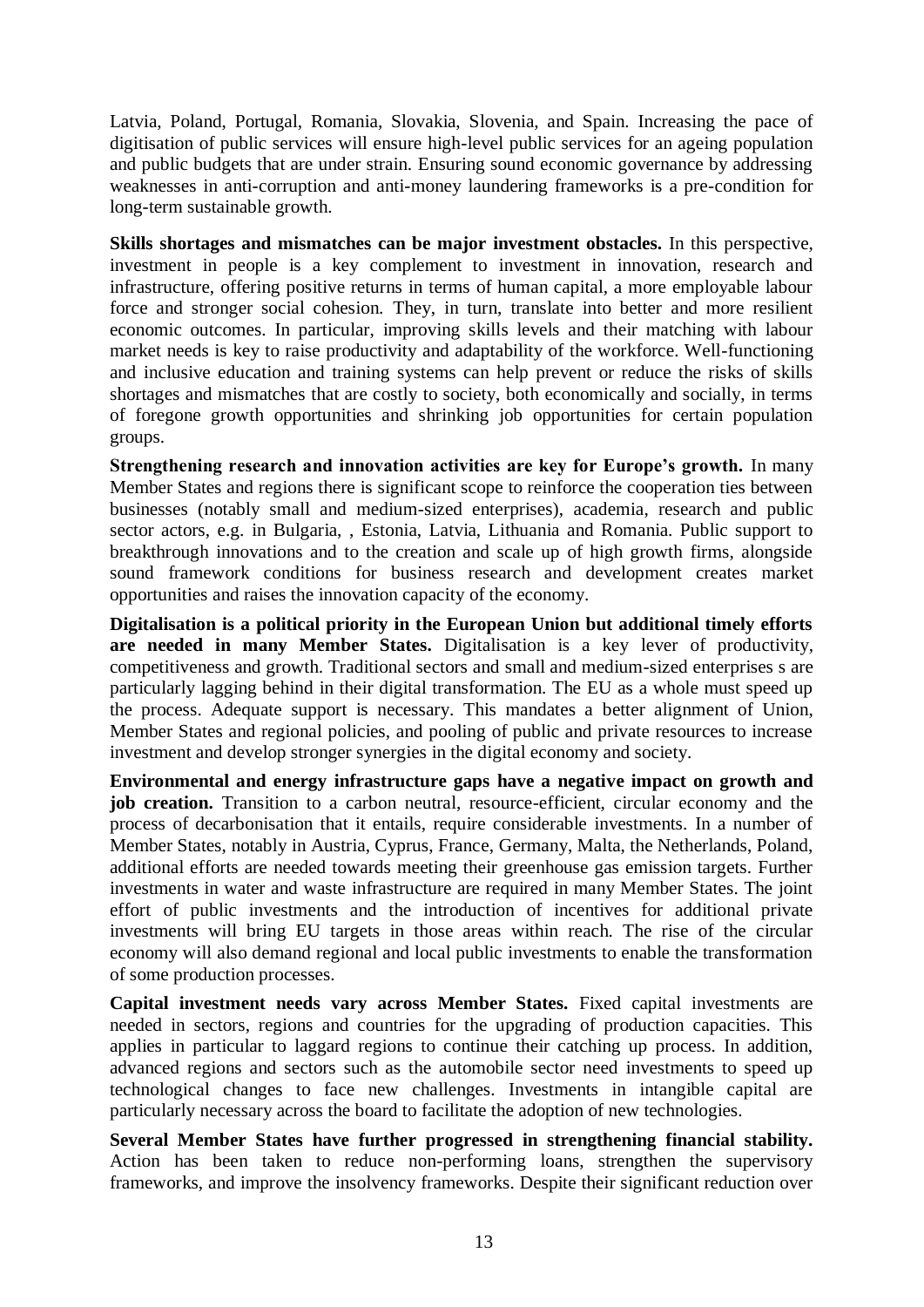Latvia, Poland, Portugal, Romania, Slovakia, Slovenia, and Spain. Increasing the pace of digitisation of public services will ensure high-level public services for an ageing population and public budgets that are under strain. Ensuring sound economic governance by addressing weaknesses in anti-corruption and anti-money laundering frameworks is a pre-condition for long-term sustainable growth.

**Skills shortages and mismatches can be major investment obstacles.** In this perspective, investment in people is a key complement to investment in innovation, research and infrastructure, offering positive returns in terms of human capital, a more employable labour force and stronger social cohesion. They, in turn, translate into better and more resilient economic outcomes. In particular, improving skills levels and their matching with labour market needs is key to raise productivity and adaptability of the workforce. Well-functioning and inclusive education and training systems can help prevent or reduce the risks of skills shortages and mismatches that are costly to society, both economically and socially, in terms of foregone growth opportunities and shrinking job opportunities for certain population groups.

**Strengthening research and innovation activities are key for Europe's growth.** In many Member States and regions there is significant scope to reinforce the cooperation ties between businesses (notably small and medium-sized enterprises), academia, research and public sector actors, e.g. in Bulgaria, , Estonia, Latvia, Lithuania and Romania. Public support to breakthrough innovations and to the creation and scale up of high growth firms, alongside sound framework conditions for business research and development creates market opportunities and raises the innovation capacity of the economy.

**Digitalisation is a political priority in the European Union but additional timely efforts are needed in many Member States.** Digitalisation is a key lever of productivity, competitiveness and growth. Traditional sectors and small and medium-sized enterprises s are particularly lagging behind in their digital transformation. The EU as a whole must speed up the process. Adequate support is necessary. This mandates a better alignment of Union, Member States and regional policies, and pooling of public and private resources to increase investment and develop stronger synergies in the digital economy and society.

**Environmental and energy infrastructure gaps have a negative impact on growth and job creation.** Transition to a carbon neutral, resource-efficient, circular economy and the process of decarbonisation that it entails, require considerable investments. In a number of Member States, notably in Austria, Cyprus, France, Germany, Malta, the Netherlands, Poland, additional efforts are needed towards meeting their greenhouse gas emission targets. Further investments in water and waste infrastructure are required in many Member States. The joint effort of public investments and the introduction of incentives for additional private investments will bring EU targets in those areas within reach. The rise of the circular economy will also demand regional and local public investments to enable the transformation of some production processes.

**Capital investment needs vary across Member States.** Fixed capital investments are needed in sectors, regions and countries for the upgrading of production capacities. This applies in particular to laggard regions to continue their catching up process. In addition, advanced regions and sectors such as the automobile sector need investments to speed up technological changes to face new challenges. Investments in intangible capital are particularly necessary across the board to facilitate the adoption of new technologies.

**Several Member States have further progressed in strengthening financial stability.** Action has been taken to reduce non-performing loans, strengthen the supervisory frameworks, and improve the insolvency frameworks. Despite their significant reduction over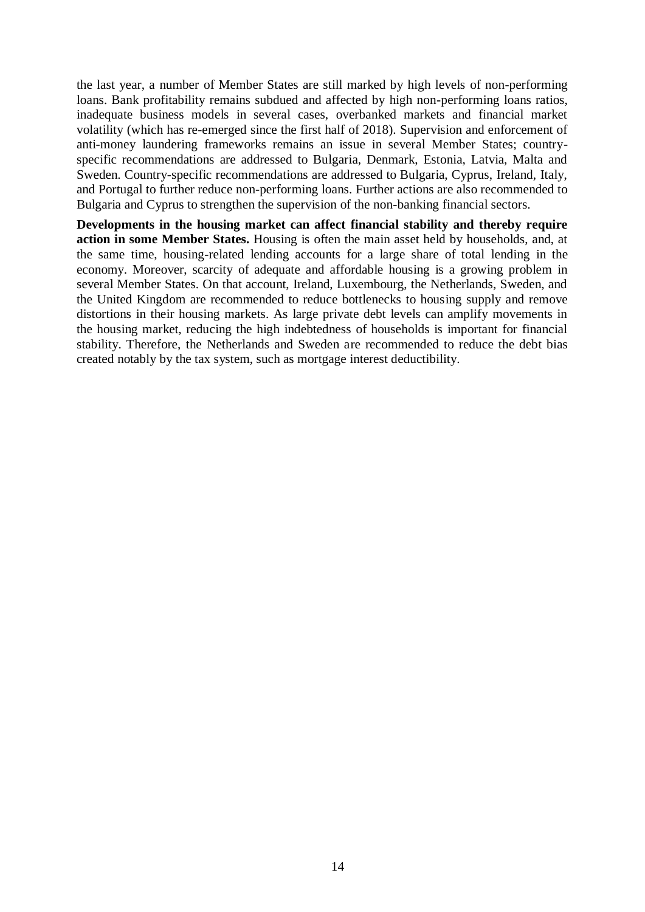the last year, a number of Member States are still marked by high levels of non-performing loans. Bank profitability remains subdued and affected by high non-performing loans ratios, inadequate business models in several cases, overbanked markets and financial market volatility (which has re-emerged since the first half of 2018). Supervision and enforcement of anti-money laundering frameworks remains an issue in several Member States; country-specific recommendations are addressed to Bulgaria, Denmark, Estonia, Latvia, Malta and Sweden. Country-specific recommendations are addressed to Bulgaria, Cyprus, Ireland, Italy, and Portugal to further reduce non-performing loans. Further actions are also recommended to Bulgaria and Cyprus to strengthen the supervision of the non-banking financial sectors.

**Developments in the housing market can affect financial stability and thereby require action in some Member States.** Housing is often the main asset held by households, and, at the same time, housing-related lending accounts for a large share of total lending in the economy. Moreover, scarcity of adequate and affordable housing is a growing problem in several Member States. On that account, Ireland, Luxembourg, the Netherlands, Sweden, and the United Kingdom are recommended to reduce bottlenecks to housing supply and remove distortions in their housing markets. As large private debt levels can amplify movements in the housing market, reducing the high indebtedness of households is important for financial stability. Therefore, the Netherlands and Sweden are recommended to reduce the debt bias created notably by the tax system, such as mortgage interest deductibility.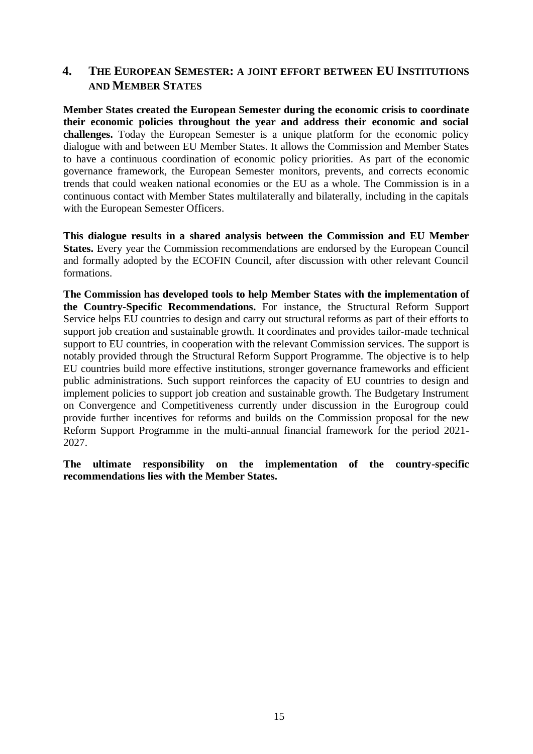## 4. THE EUROPEAN SEMESTER: A JOINT EFFORT BETWEEN EU INSTITUTIONS AND MEMBER STATES

**Member States created the European Semester during the economic crisis to coordinate their economic policies throughout the year and address their economic and social challenges.** Today the European Semester is a unique platform for the economic policy dialogue with and between EU Member States. It allows the Commission and Member States to have a continuous coordination of economic policy priorities. As part of the economic governance framework, the European Semester monitors, prevents, and corrects economic trends that could weaken national economies or the EU as a whole. The Commission is in a continuous contact with Member States multilaterally and bilaterally, including in the capitals with the European Semester Officers.

**This dialogue results in a shared analysis between the Commission and EU Member States.** Every year the Commission recommendations are endorsed by the European Council and formally adopted by the ECOFIN Council, after discussion with other relevant Council formations.

**The Commission has developed tools to help Member States with the implementation of the Country-Specific Recommendations.** For instance, the Structural Reform Support Service helps EU countries to design and carry out structural reforms as part of their efforts to support job creation and sustainable growth. It coordinates and provides tailor-made technical support to EU countries, in cooperation with the relevant Commission services. The support is notably provided through the Structural Reform Support Programme. The objective is to help EU countries build more effective institutions, stronger governance frameworks and efficient public administrations. Such support reinforces the capacity of EU countries to design and implement policies to support job creation and sustainable growth. The Budgetary Instrument on Convergence and Competitiveness currently under discussion in the Eurogroup could provide further incentives for reforms and builds on the Commission proposal for the new Reform Support Programme in the multi-annual financial framework for the period 2021-2027.

**The ultimate responsibility on the implementation of the country-specific recommendations lies with the Member States.**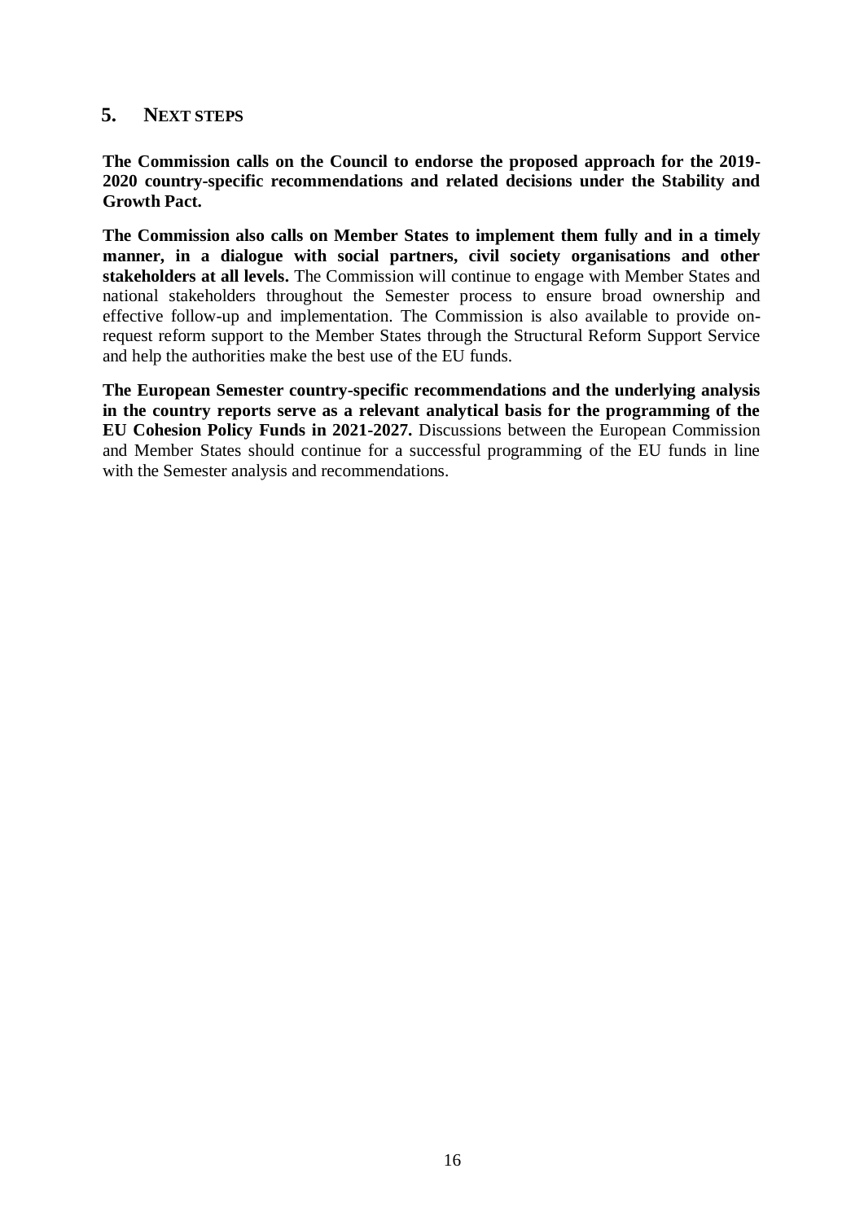## 5. NEXT STEPS

**The Commission calls on the Council to endorse the proposed approach for the 2019-2020 country-specific recommendations and related decisions under the Stability and Growth Pact.**

**The Commission also calls on Member States to implement them fully and in a timely manner, in a dialogue with social partners, civil society organisations and other stakeholders at all levels.** The Commission will continue to engage with Member States and national stakeholders throughout the Semester process to ensure broad ownership and effective follow-up and implementation. The Commission is also available to provide on-request reform support to the Member States through the Structural Reform Support Service and help the authorities make the best use of the EU funds.

**The European Semester country-specific recommendations and the underlying analysis in the country reports serve as a relevant analytical basis for the programming of the EU Cohesion Policy Funds in 2021-2027.** Discussions between the European Commission and Member States should continue for a successful programming of the EU funds in line with the Semester analysis and recommendations.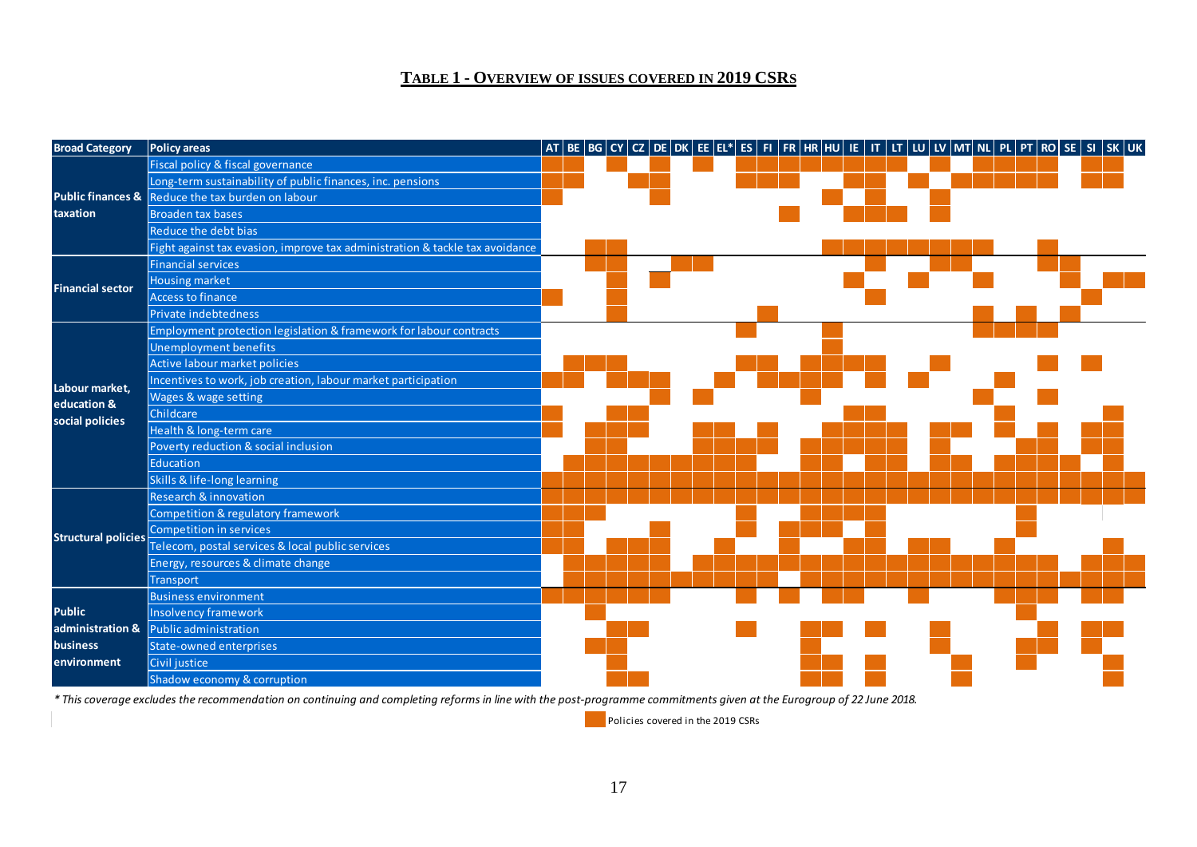# TABLE 1 - OVERVIEW OF ISSUES COVERED IN 2019 CSRS

| Broad Category | Policy areas | AT | BE | BG | CY | CZ | DE | DK | EE | EL* | ES | FI | FR | HR | HU | IE | IT | LT | LU | LV | MT | NL | PL | PT | RO | SE | SI | SK | UK |
|---|---|---|---|---|---|---|---|---|---|---|---|---|---|---|---|---|---|---|---|---|---|---|---|---|---|---|---|---|---|
| Public finances & taxation | Fiscal policy & fiscal governance | ■ | ■ | | ■ | | ■ | | ■ | | ■ | ■ | ■ | ■ | ■ | ■ | ■ | ■ | | ■ | | ■ | ■ | ■ | ■ | | ■ | ■ | |
| | Long-term sustainability of public finances, inc. pensions | ■ | ■ | | | ■ | ■ | | | | ■ | ■ | ■ | | | ■ | ■ | | ■ | | ■ | ■ | ■ | ■ | ■ | | ■ | ■ | |
| | Reduce the tax burden on labour | ■ | | | | | ■ | | | | | | | | ■ | | ■ | | | ■ | | | | | | | | | |
| | Broaden tax bases | | | | | | | | | | | | ■ | | | ■ | ■ | ■ | | ■ | | | | | | | | | |
| | Reduce the debt bias | | | | | | | | | | | | | | | | | | | | | | | | | | | | |
| | Fight against tax evasion, improve tax administration & tackle tax avoidance | | | ■ | ■ | | | | | | | | | | ■ | ■ | ■ | ■ | ■ | ■ | ■ | ■ | | | ■ | | | | |
| Financial sector | Financial services | | | ■ | ■ | | | ■ | ■ | | | | | | | | ■ | | | ■ | ■ | | | | ■ | ■ | | | |
| | Housing market | | | | ■ | | ■ | | | | | | | | | ■ | | | ■ | | | ■ | | | | ■ | | ■ | ■ |
| | Access to finance | ■ | | | ■ | | | | | | | | | | | | ■ | | | | | | | | | | ■ | | |
| | Private indebtedness | | | | ■ | | | | | | | ■ | | | | | | | | | | ■ | | ■ | | ■ | | | |
| Labour market, education & social policies | Employment protection legislation & framework for labour contracts | | | | | | | | | | ■ | | | | ■ | | | | | | | ■ | ■ | ■ | ■ | | | | |
| | Unemployment benefits | | | | | | | | | | | | | | ■ | | | | | | | | | | | | | | |
| | Active labour market policies | | ■ | ■ | ■ | | | | | | ■ | ■ | | ■ | ■ | ■ | ■ | | | ■ | | | | | ■ | | ■ | | |
| | Incentives to work, job creation, labour market participation | ■ | ■ | | ■ | ■ | ■ | | | ■ | | ■ | ■ | ■ | ■ | | ■ | | ■ | | | | ■ | | | | | | |
| | Wages & wage setting | | | | | | ■ | | ■ | | | | | ■ | | | | | | | | ■ | | | ■ | | | | |
| | Childcare | ■ | | | ■ | ■ | | | | | | | | | | ■ | ■ | | | | | | ■ | | | | | ■ | |
| | Health & long-term care | ■ | | ■ | ■ | ■ | | | ■ | ■ | | ■ | | | ■ | ■ | ■ | ■ | | ■ | ■ | | ■ | | ■ | | ■ | ■ | |
| | Poverty reduction & social inclusion | | | ■ | ■ | | | | ■ | ■ | ■ | ■ | | ■ | ■ | ■ | ■ | ■ | | ■ | | | | ■ | ■ | | ■ | ■ | |
| | Education | | ■ | ■ | ■ | ■ | ■ | ■ | ■ | ■ | ■ | | | ■ | ■ | | ■ | ■ | | ■ | ■ | | ■ | ■ | ■ | ■ | | ■ | |
| | Skills & life-long learning | ■ | ■ | ■ | ■ | ■ | ■ | ■ | ■ | ■ | ■ | ■ | ■ | ■ | ■ | ■ | ■ | ■ | ■ | ■ | ■ | ■ | ■ | ■ | ■ | ■ | ■ | ■ | ■ |
| Structural policies | Research & innovation | ■ | ■ | ■ | ■ | ■ | ■ | ■ | ■ | ■ | ■ | ■ | ■ | ■ | ■ | ■ | ■ | ■ | ■ | ■ | ■ | ■ | ■ | ■ | ■ | ■ | ■ | ■ | ■ |
| | Competition & regulatory framework | ■ | ■ | ■ | | | | | | | ■ | | | ■ | ■ | ■ | ■ | | | | | | | ■ | | | | | |
| | Competition in services | ■ | ■ | | | | ■ | | | | ■ | | ■ | ■ | ■ | | ■ | | | | | | | ■ | | | | | |
| | Telecom, postal services & local public services | ■ | ■ | | ■ | ■ | ■ | | | ■ | | | ■ | | | ■ | ■ | | ■ | ■ | | | ■ | | | | | ■ | |
| | Energy, resources & climate change | | ■ | ■ | ■ | ■ | ■ | | ■ | ■ | ■ | ■ | ■ | ■ | ■ | ■ | ■ | ■ | ■ | ■ | ■ | ■ | ■ | ■ | ■ | | ■ | ■ | ■ |
| | Transport | | ■ | ■ | ■ | ■ | ■ | ■ | ■ | ■ | ■ | ■ | | ■ | ■ | ■ | ■ | ■ | ■ | ■ | ■ | ■ | ■ | ■ | ■ | ■ | ■ | ■ | ■ |
| Public administration & business environment | Business environment | ■ | ■ | ■ | ■ | ■ | ■ | | | | ■ | | ■ | | ■ | ■ | | | ■ | | | | ■ | ■ | ■ | | ■ | ■ | |
| | Insolvency framework | | | ■ | | | | | | | | | | | | | | | | | | | | ■ | | | | | |
| | Public administration | | | | ■ | ■ | | | | | ■ | | | ■ | ■ | | ■ | | | ■ | | | | | ■ | | ■ | ■ | |
| | State-owned enterprises | | | ■ | ■ | | | | | | | | | ■ | | | | | | ■ | | | | ■ | ■ | | ■ | | |
| | Civil justice | | | | ■ | | | | | | | | | ■ | ■ | | ■ | | | | ■ | | | ■ | | | | ■ | |
| | Shadow economy & corruption | | | | ■ | ■ | | | | | | | | ■ | ■ | | ■ | | | | ■ | | | | | | | ■ | |

*\* This coverage excludes the recommendation on continuing and completing reforms in line with the post-programme commitments given at the Eurogroup of 22 June 2018.*

■ Policies covered in the 2019 CSRs